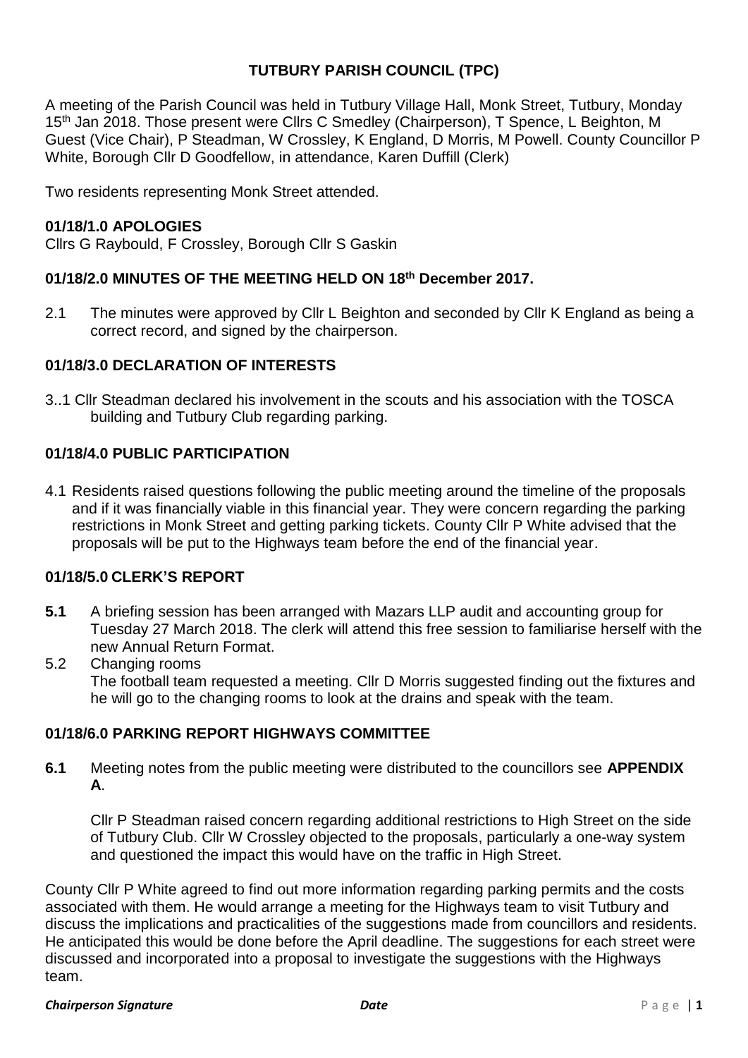# TUTBURY PARISH COUNCIL (TPC)

A meeting of the Parish Council was held in Tutbury Village Hall, Monk Street, Tutbury, Monday 15th Jan 2018. Those present were Cllrs C Smedley (Chairperson), T Spence, L Beighton, M Guest (Vice Chair), P Steadman, W Crossley, K England, D Morris, M Powell. County Councillor P White, Borough Cllr D Goodfellow, in attendance, Karen Duffill (Clerk)

Two residents representing Monk Street attended.

### 01/18/1.0 APOLOGIES

Cllrs G Raybould, F Crossley, Borough Cllr S Gaskin

### 01/18/2.0 MINUTES OF THE MEETING HELD ON 18th December 2017.

2.1 The minutes were approved by Cllr L Beighton and seconded by Cllr K England as being a correct record, and signed by the chairperson.

### 01/18/3.0 DECLARATION OF INTERESTS

3..1 Cllr Steadman declared his involvement in the scouts and his association with the TOSCA building and Tutbury Club regarding parking.

### 01/18/4.0 PUBLIC PARTICIPATION

4.1 Residents raised questions following the public meeting around the timeline of the proposals and if it was financially viable in this financial year. They were concern regarding the parking restrictions in Monk Street and getting parking tickets. County Cllr P White advised that the proposals will be put to the Highways team before the end of the financial year.

### 01/18/5.0 CLERK'S REPORT

**5.1** A briefing session has been arranged with Mazars LLP audit and accounting group for Tuesday 27 March 2018. The clerk will attend this free session to familiarise herself with the new Annual Return Format.

5.2 Changing rooms
The football team requested a meeting. Cllr D Morris suggested finding out the fixtures and he will go to the changing rooms to look at the drains and speak with the team.

### 01/18/6.0 PARKING REPORT HIGHWAYS COMMITTEE

**6.1** Meeting notes from the public meeting were distributed to the councillors see **APPENDIX A**.

Cllr P Steadman raised concern regarding additional restrictions to High Street on the side of Tutbury Club. Cllr W Crossley objected to the proposals, particularly a one-way system and questioned the impact this would have on the traffic in High Street.

County Cllr P White agreed to find out more information regarding parking permits and the costs associated with them. He would arrange a meeting for the Highways team to visit Tutbury and discuss the implications and practicalities of the suggestions made from councillors and residents. He anticipated this would be done before the April deadline. The suggestions for each street were discussed and incorporated into a proposal to investigate the suggestions with the Highways team.

***Chairperson Signature*** ***Date***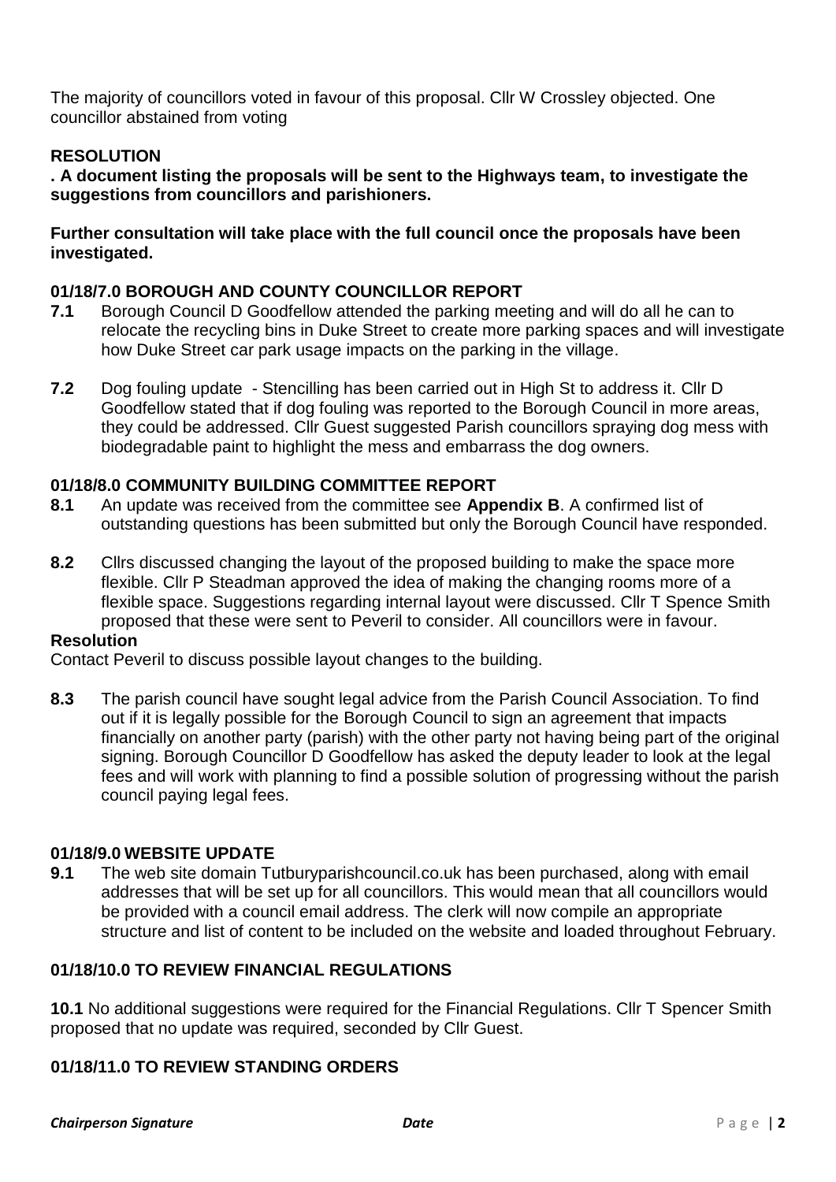The majority of councillors voted in favour of this proposal. Cllr W Crossley objected. One councillor abstained from voting

**RESOLUTION**

**. A document listing the proposals will be sent to the Highways team, to investigate the suggestions from councillors and parishioners.**

**Further consultation will take place with the full council once the proposals have been investigated.**

### 01/18/7.0 BOROUGH AND COUNTY COUNCILLOR REPORT

**7.1** Borough Council D Goodfellow attended the parking meeting and will do all he can to relocate the recycling bins in Duke Street to create more parking spaces and will investigate how Duke Street car park usage impacts on the parking in the village.

**7.2** Dog fouling update - Stencilling has been carried out in High St to address it. Cllr D Goodfellow stated that if dog fouling was reported to the Borough Council in more areas, they could be addressed. Cllr Guest suggested Parish councillors spraying dog mess with biodegradable paint to highlight the mess and embarrass the dog owners.

### 01/18/8.0 COMMUNITY BUILDING COMMITTEE REPORT

**8.1** An update was received from the committee see **Appendix B**. A confirmed list of outstanding questions has been submitted but only the Borough Council have responded.

**8.2** Cllrs discussed changing the layout of the proposed building to make the space more flexible. Cllr P Steadman approved the idea of making the changing rooms more of a flexible space. Suggestions regarding internal layout were discussed. Cllr T Spence Smith proposed that these were sent to Peveril to consider. All councillors were in favour.

**Resolution**

Contact Peveril to discuss possible layout changes to the building.

**8.3** The parish council have sought legal advice from the Parish Council Association. To find out if it is legally possible for the Borough Council to sign an agreement that impacts financially on another party (parish) with the other party not having being part of the original signing. Borough Councillor D Goodfellow has asked the deputy leader to look at the legal fees and will work with planning to find a possible solution of progressing without the parish council paying legal fees.

### 01/18/9.0 WEBSITE UPDATE

**9.1** The web site domain Tutburyparishcouncil.co.uk has been purchased, along with email addresses that will be set up for all councillors. This would mean that all councillors would be provided with a council email address. The clerk will now compile an appropriate structure and list of content to be included on the website and loaded throughout February.

### 01/18/10.0 TO REVIEW FINANCIAL REGULATIONS

**10.1** No additional suggestions were required for the Financial Regulations. Cllr T Spencer Smith proposed that no update was required, seconded by Cllr Guest.

### 01/18/11.0 TO REVIEW STANDING ORDERS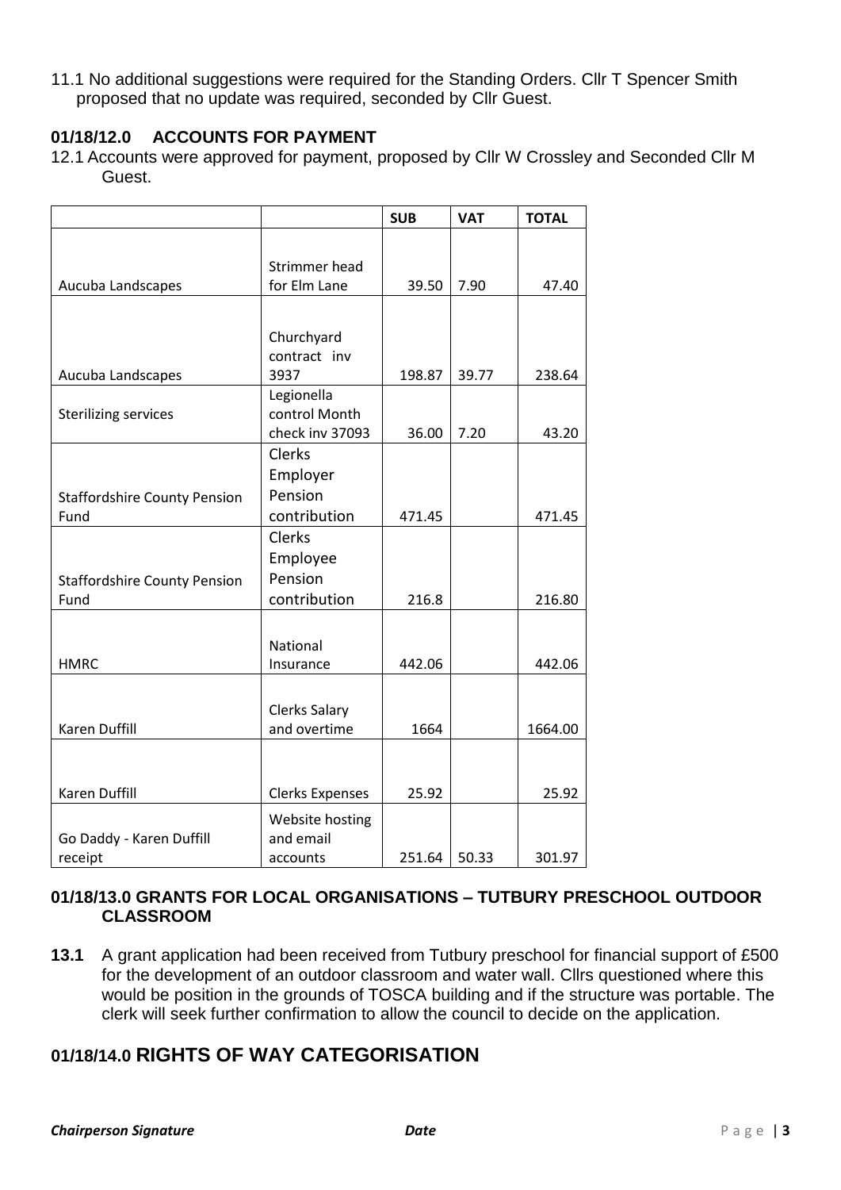11.1 No additional suggestions were required for the Standing Orders. Cllr T Spencer Smith proposed that no update was required, seconded by Cllr Guest.

## 01/18/12.0 ACCOUNTS FOR PAYMENT

12.1 Accounts were approved for payment, proposed by Cllr W Crossley and Seconded Cllr M Guest.

| | | SUB | VAT | TOTAL |
|---|---|---|---|---|
| Aucuba Landscapes | Strimmer head for Elm Lane | 39.50 | 7.90 | 47.40 |
| Aucuba Landscapes | Churchyard contract inv 3937 | 198.87 | 39.77 | 238.64 |
| Sterilizing services | Legionella control Month check inv 37093 | 36.00 | 7.20 | 43.20 |
| Staffordshire County Pension Fund | Clerks Employer Pension contribution | 471.45 | | 471.45 |
| Staffordshire County Pension Fund | Clerks Employee Pension contribution | 216.8 | | 216.80 |
| HMRC | National Insurance | 442.06 | | 442.06 |
| Karen Duffill | Clerks Salary and overtime | 1664 | | 1664.00 |
| Karen Duffill | Clerks Expenses | 25.92 | | 25.92 |
| Go Daddy - Karen Duffill receipt | Website hosting and email accounts | 251.64 | 50.33 | 301.97 |

## 01/18/13.0 GRANTS FOR LOCAL ORGANISATIONS – TUTBURY PRESCHOOL OUTDOOR CLASSROOM

**13.1** A grant application had been received from Tutbury preschool for financial support of £500 for the development of an outdoor classroom and water wall. Cllrs questioned where this would be position in the grounds of TOSCA building and if the structure was portable. The clerk will seek further confirmation to allow the council to decide on the application.

## 01/18/14.0 RIGHTS OF WAY CATEGORISATION

*Chairperson Signature* *Date*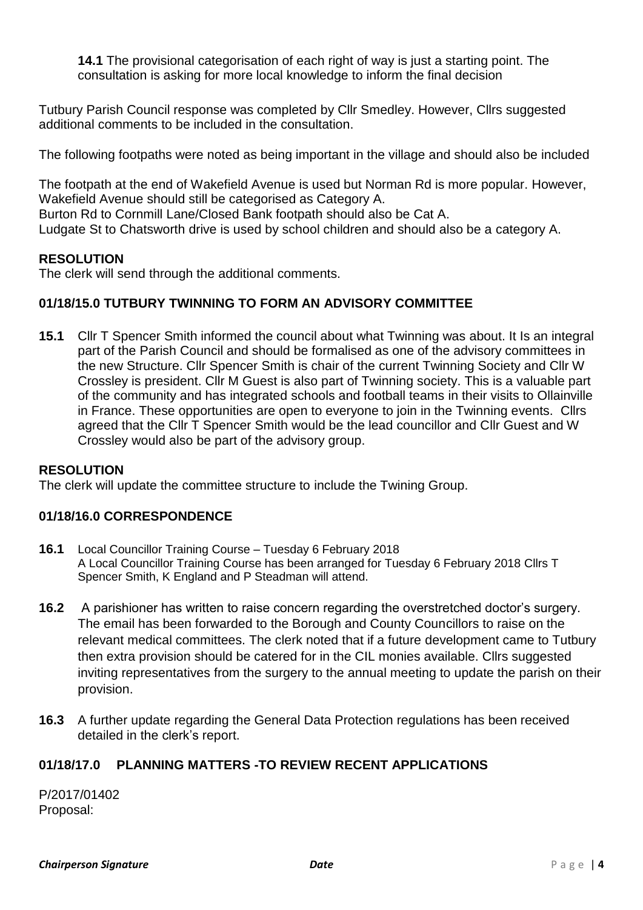**14.1** The provisional categorisation of each right of way is just a starting point. The consultation is asking for more local knowledge to inform the final decision

Tutbury Parish Council response was completed by Cllr Smedley. However, Cllrs suggested additional comments to be included in the consultation.

The following footpaths were noted as being important in the village and should also be included

The footpath at the end of Wakefield Avenue is used but Norman Rd is more popular. However, Wakefield Avenue should still be categorised as Category A.
Burton Rd to Cornmill Lane/Closed Bank footpath should also be Cat A.
Ludgate St to Chatsworth drive is used by school children and should also be a category A.

**RESOLUTION**
The clerk will send through the additional comments.

### 01/18/15.0 TUTBURY TWINNING TO FORM AN ADVISORY COMMITTEE

**15.1** Cllr T Spencer Smith informed the council about what Twinning was about. It Is an integral part of the Parish Council and should be formalised as one of the advisory committees in the new Structure. Cllr Spencer Smith is chair of the current Twinning Society and Cllr W Crossley is president. Cllr M Guest is also part of Twinning society. This is a valuable part of the community and has integrated schools and football teams in their visits to Ollainville in France. These opportunities are open to everyone to join in the Twinning events. Cllrs agreed that the Cllr T Spencer Smith would be the lead councillor and Cllr Guest and W Crossley would also be part of the advisory group.

**RESOLUTION**
The clerk will update the committee structure to include the Twining Group.

### 01/18/16.0 CORRESPONDENCE

**16.1** Local Councillor Training Course – Tuesday 6 February 2018
A Local Councillor Training Course has been arranged for Tuesday 6 February 2018 Cllrs T Spencer Smith, K England and P Steadman will attend.

**16.2** A parishioner has written to raise concern regarding the overstretched doctor's surgery. The email has been forwarded to the Borough and County Councillors to raise on the relevant medical committees. The clerk noted that if a future development came to Tutbury then extra provision should be catered for in the CIL monies available. Cllrs suggested inviting representatives from the surgery to the annual meeting to update the parish on their provision.

**16.3** A further update regarding the General Data Protection regulations has been received detailed in the clerk's report.

### 01/18/17.0 PLANNING MATTERS -TO REVIEW RECENT APPLICATIONS

P/2017/01402
Proposal: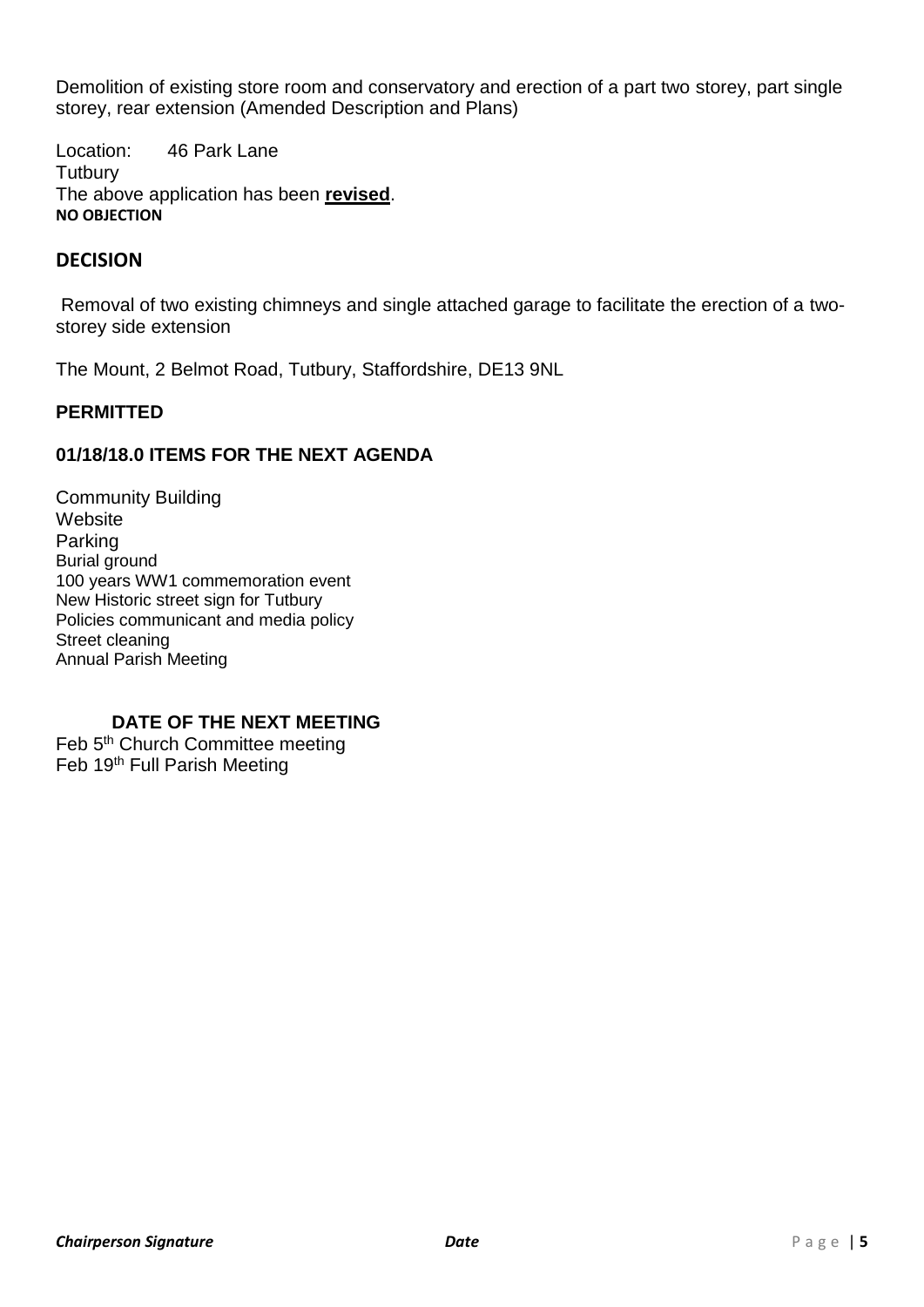Demolition of existing store room and conservatory and erection of a part two storey, part single storey, rear extension (Amended Description and Plans)

Location: 46 Park Lane
Tutbury
The above application has been **revised**.
**NO OBJECTION**

## DECISION

Removal of two existing chimneys and single attached garage to facilitate the erection of a two-storey side extension

The Mount, 2 Belmot Road, Tutbury, Staffordshire, DE13 9NL

**PERMITTED**

### 01/18/18.0 ITEMS FOR THE NEXT AGENDA

Community Building
Website
Parking
Burial ground
100 years WW1 commemoration event
New Historic street sign for Tutbury
Policies communicant and media policy
Street cleaning
Annual Parish Meeting

### DATE OF THE NEXT MEETING

Feb 5th Church Committee meeting
Feb 19th Full Parish Meeting

***Chairperson Signature*** ***Date***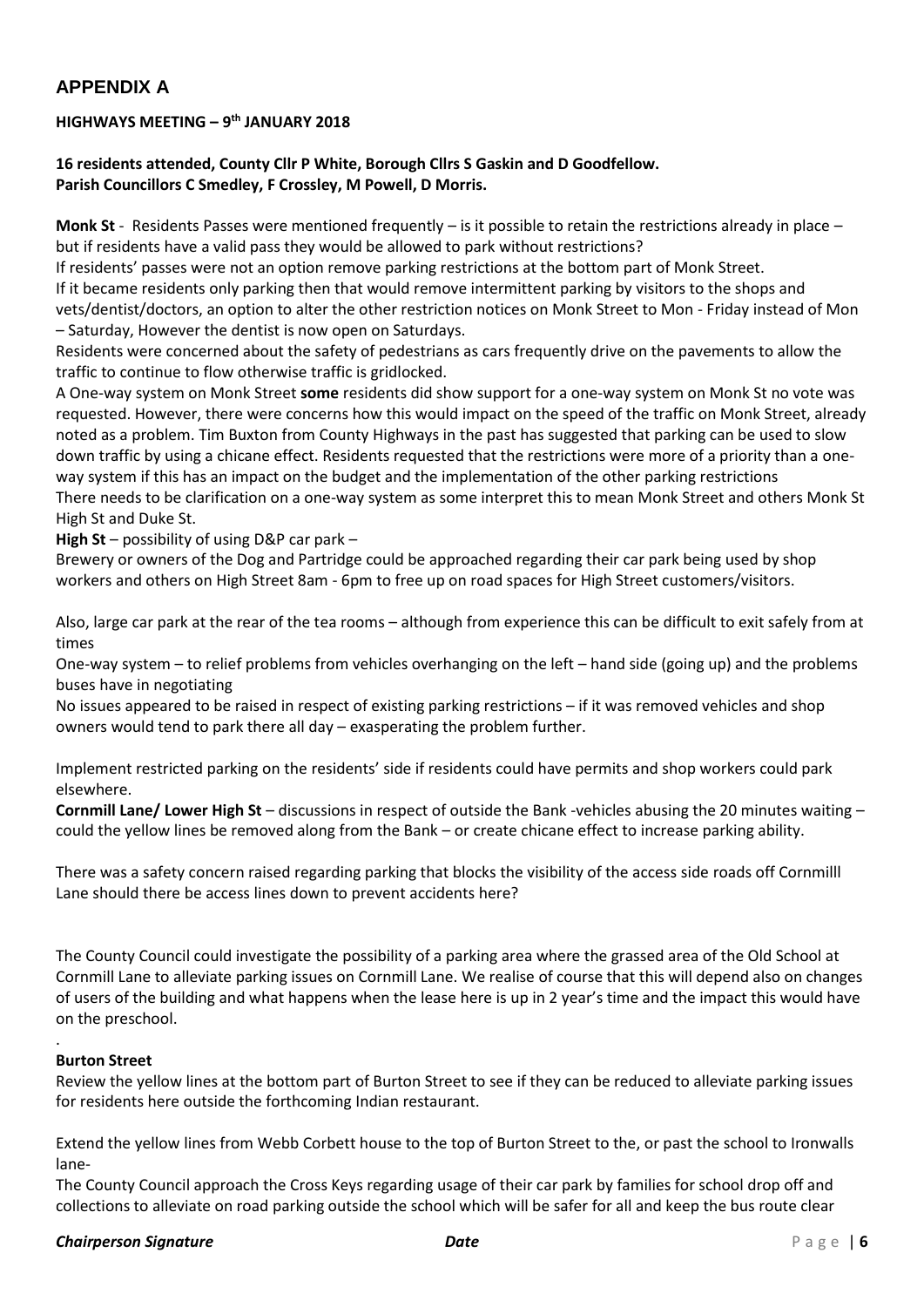## APPENDIX A

**HIGHWAYS MEETING – 9th JANUARY 2018**

**16 residents attended, County Cllr P White, Borough Cllrs S Gaskin and D Goodfellow. Parish Councillors C Smedley, F Crossley, M Powell, D Morris.**

**Monk St** - Residents Passes were mentioned frequently – is it possible to retain the restrictions already in place – but if residents have a valid pass they would be allowed to park without restrictions?

If residents' passes were not an option remove parking restrictions at the bottom part of Monk Street.

If it became residents only parking then that would remove intermittent parking by visitors to the shops and vets/dentist/doctors, an option to alter the other restriction notices on Monk Street to Mon - Friday instead of Mon – Saturday, However the dentist is now open on Saturdays.

Residents were concerned about the safety of pedestrians as cars frequently drive on the pavements to allow the traffic to continue to flow otherwise traffic is gridlocked.

A One-way system on Monk Street **some** residents did show support for a one-way system on Monk St no vote was requested. However, there were concerns how this would impact on the speed of the traffic on Monk Street, already noted as a problem. Tim Buxton from County Highways in the past has suggested that parking can be used to slow down traffic by using a chicane effect. Residents requested that the restrictions were more of a priority than a one-way system if this has an impact on the budget and the implementation of the other parking restrictions

There needs to be clarification on a one-way system as some interpret this to mean Monk Street and others Monk St High St and Duke St.

**High St** – possibility of using D&P car park –

Brewery or owners of the Dog and Partridge could be approached regarding their car park being used by shop workers and others on High Street 8am - 6pm to free up on road spaces for High Street customers/visitors.

Also, large car park at the rear of the tea rooms – although from experience this can be difficult to exit safely from at times

One-way system – to relief problems from vehicles overhanging on the left – hand side (going up) and the problems buses have in negotiating

No issues appeared to be raised in respect of existing parking restrictions – if it was removed vehicles and shop owners would tend to park there all day – exasperating the problem further.

Implement restricted parking on the residents' side if residents could have permits and shop workers could park elsewhere.

**Cornmill Lane/ Lower High St** – discussions in respect of outside the Bank -vehicles abusing the 20 minutes waiting – could the yellow lines be removed along from the Bank – or create chicane effect to increase parking ability.

There was a safety concern raised regarding parking that blocks the visibility of the access side roads off Cornmilll Lane should there be access lines down to prevent accidents here?

The County Council could investigate the possibility of a parking area where the grassed area of the Old School at Cornmill Lane to alleviate parking issues on Cornmill Lane. We realise of course that this will depend also on changes of users of the building and what happens when the lease here is up in 2 year's time and the impact this would have on the preschool.

.

**Burton Street**

Review the yellow lines at the bottom part of Burton Street to see if they can be reduced to alleviate parking issues for residents here outside the forthcoming Indian restaurant.

Extend the yellow lines from Webb Corbett house to the top of Burton Street to the, or past the school to Ironwalls lane-

The County Council approach the Cross Keys regarding usage of their car park by families for school drop off and collections to alleviate on road parking outside the school which will be safer for all and keep the bus route clear

***Chairperson Signature*** ***Date***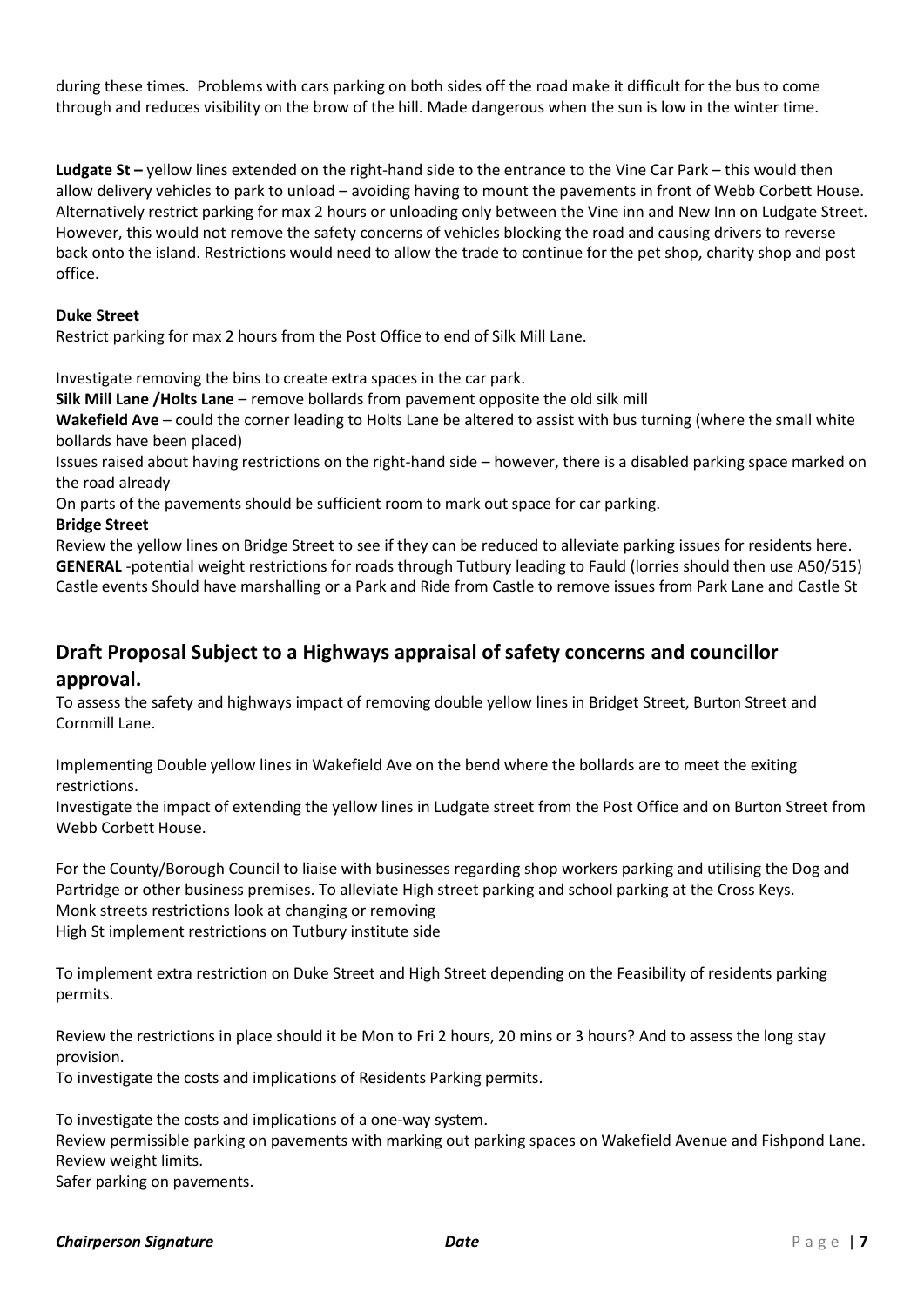during these times. Problems with cars parking on both sides off the road make it difficult for the bus to come through and reduces visibility on the brow of the hill. Made dangerous when the sun is low in the winter time.

**Ludgate St –** yellow lines extended on the right-hand side to the entrance to the Vine Car Park – this would then allow delivery vehicles to park to unload – avoiding having to mount the pavements in front of Webb Corbett House. Alternatively restrict parking for max 2 hours or unloading only between the Vine inn and New Inn on Ludgate Street. However, this would not remove the safety concerns of vehicles blocking the road and causing drivers to reverse back onto the island. Restrictions would need to allow the trade to continue for the pet shop, charity shop and post office.

**Duke Street**

Restrict parking for max 2 hours from the Post Office to end of Silk Mill Lane.

Investigate removing the bins to create extra spaces in the car park.

**Silk Mill Lane /Holts Lane** – remove bollards from pavement opposite the old silk mill

**Wakefield Ave** – could the corner leading to Holts Lane be altered to assist with bus turning (where the small white bollards have been placed)

Issues raised about having restrictions on the right-hand side – however, there is a disabled parking space marked on the road already

On parts of the pavements should be sufficient room to mark out space for car parking.

**Bridge Street**

Review the yellow lines on Bridge Street to see if they can be reduced to alleviate parking issues for residents here.

**GENERAL** -potential weight restrictions for roads through Tutbury leading to Fauld (lorries should then use A50/515)

Castle events Should have marshalling or a Park and Ride from Castle to remove issues from Park Lane and Castle St

## Draft Proposal Subject to a Highways appraisal of safety concerns and councillor approval.

To assess the safety and highways impact of removing double yellow lines in Bridget Street, Burton Street and Cornmill Lane.

Implementing Double yellow lines in Wakefield Ave on the bend where the bollards are to meet the exiting restrictions.

Investigate the impact of extending the yellow lines in Ludgate street from the Post Office and on Burton Street from Webb Corbett House.

For the County/Borough Council to liaise with businesses regarding shop workers parking and utilising the Dog and Partridge or other business premises. To alleviate High street parking and school parking at the Cross Keys.

Monk streets restrictions look at changing or removing

High St implement restrictions on Tutbury institute side

To implement extra restriction on Duke Street and High Street depending on the Feasibility of residents parking permits.

Review the restrictions in place should it be Mon to Fri 2 hours, 20 mins or 3 hours? And to assess the long stay provision.

To investigate the costs and implications of Residents Parking permits.

To investigate the costs and implications of a one-way system.

Review permissible parking on pavements with marking out parking spaces on Wakefield Avenue and Fishpond Lane.

Review weight limits.

Safer parking on pavements.

***Chairperson Signature*** ***Date***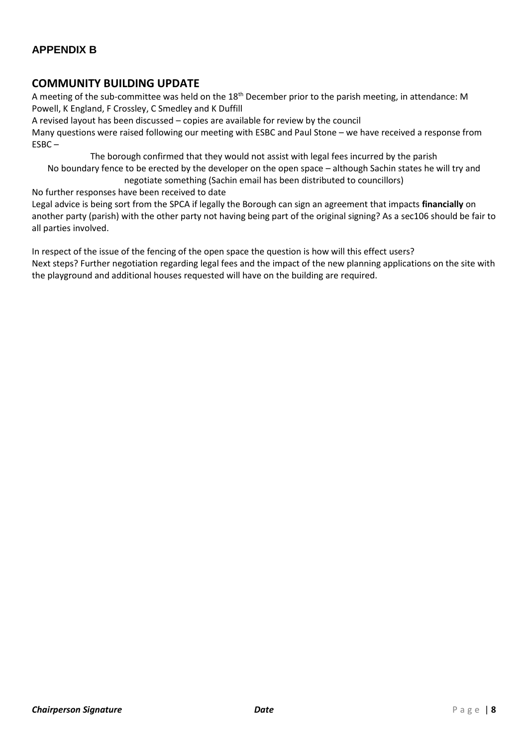## APPENDIX B

## COMMUNITY BUILDING UPDATE

A meeting of the sub-committee was held on the 18th December prior to the parish meeting, in attendance: M Powell, K England, F Crossley, C Smedley and K Duffill

A revised layout has been discussed – copies are available for review by the council

Many questions were raised following our meeting with ESBC and Paul Stone – we have received a response from ESBC –

The borough confirmed that they would not assist with legal fees incurred by the parish

No boundary fence to be erected by the developer on the open space – although Sachin states he will try and negotiate something (Sachin email has been distributed to councillors)

No further responses have been received to date

Legal advice is being sort from the SPCA if legally the Borough can sign an agreement that impacts **financially** on another party (parish) with the other party not having being part of the original signing? As a sec106 should be fair to all parties involved.

In respect of the issue of the fencing of the open space the question is how will this effect users?

Next steps? Further negotiation regarding legal fees and the impact of the new planning applications on the site with the playground and additional houses requested will have on the building are required.

***Chairperson Signature*** ***Date***